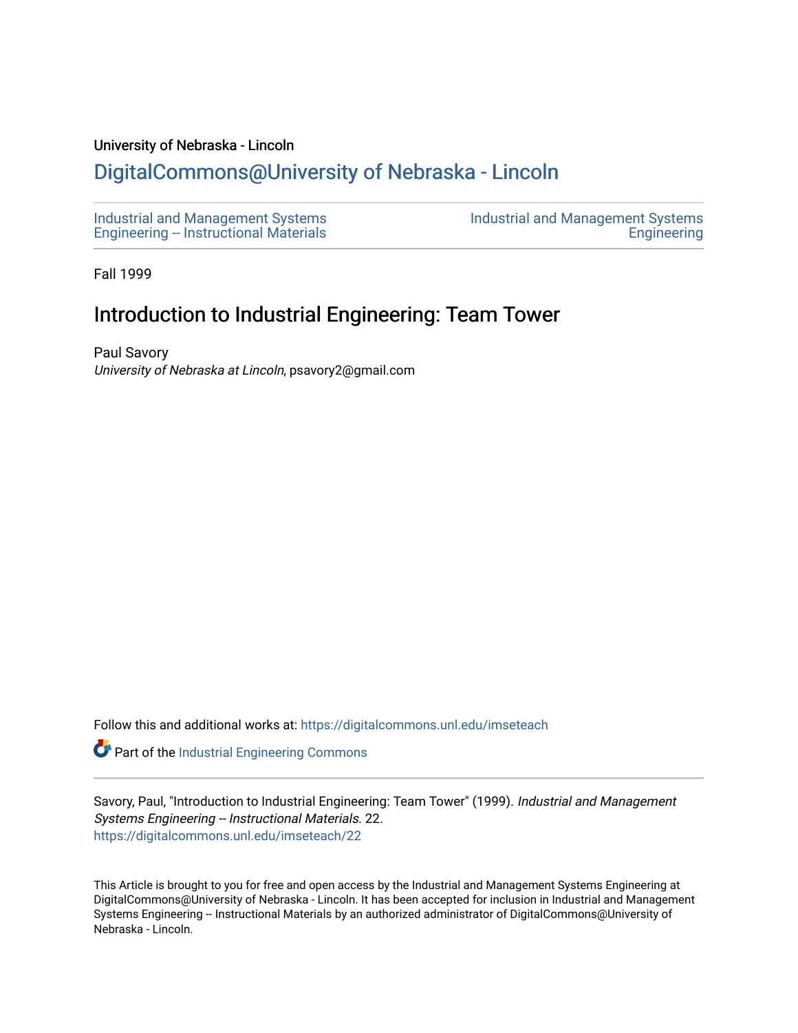University of Nebraska - Lincoln

## DigitalCommons@University of Nebraska - Lincoln

Industrial and Management Systems Engineering -- Instructional Materials

Industrial and Management Systems Engineering

Fall 1999

# Introduction to Industrial Engineering: Team Tower

Paul Savory
*University of Nebraska at Lincoln*, psavory2@gmail.com

Follow this and additional works at: https://digitalcommons.unl.edu/imseteach

Part of the Industrial Engineering Commons

Savory, Paul, "Introduction to Industrial Engineering: Team Tower" (1999). *Industrial and Management Systems Engineering -- Instructional Materials*. 22.
https://digitalcommons.unl.edu/imseteach/22

This Article is brought to you for free and open access by the Industrial and Management Systems Engineering at DigitalCommons@University of Nebraska - Lincoln. It has been accepted for inclusion in Industrial and Management Systems Engineering -- Instructional Materials by an authorized administrator of DigitalCommons@University of Nebraska - Lincoln.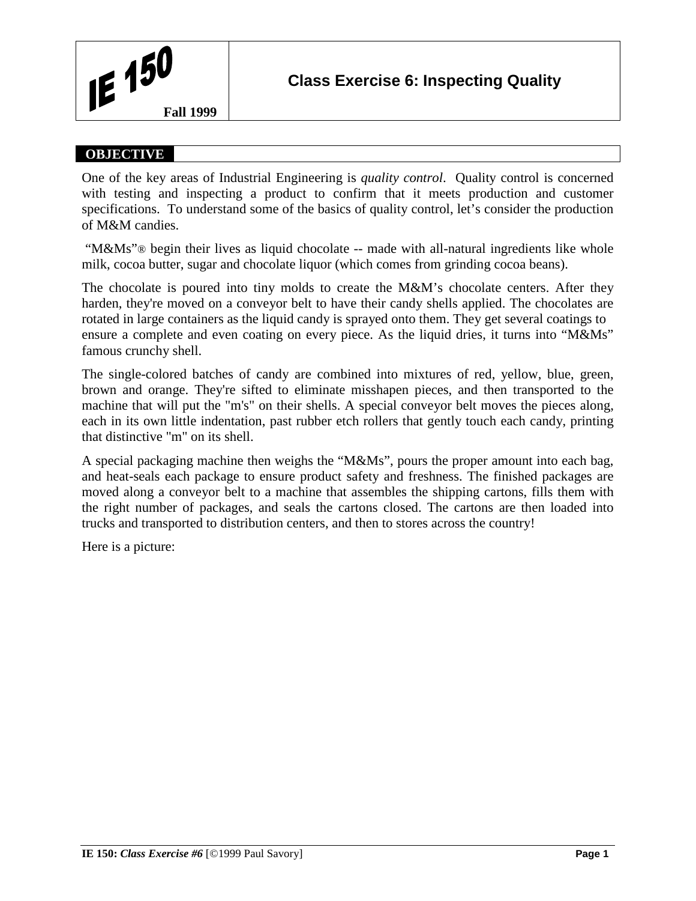**IE 150** Fall 1999

# Class Exercise 6: Inspecting Quality

## OBJECTIVE

One of the key areas of Industrial Engineering is *quality control*. Quality control is concerned with testing and inspecting a product to confirm that it meets production and customer specifications. To understand some of the basics of quality control, let's consider the production of M&M candies.

"M&Ms"® begin their lives as liquid chocolate -- made with all-natural ingredients like whole milk, cocoa butter, sugar and chocolate liquor (which comes from grinding cocoa beans).

The chocolate is poured into tiny molds to create the M&M's chocolate centers. After they harden, they're moved on a conveyor belt to have their candy shells applied. The chocolates are rotated in large containers as the liquid candy is sprayed onto them. They get several coatings to ensure a complete and even coating on every piece. As the liquid dries, it turns into "M&Ms" famous crunchy shell.

The single-colored batches of candy are combined into mixtures of red, yellow, blue, green, brown and orange. They're sifted to eliminate misshapen pieces, and then transported to the machine that will put the "m's" on their shells. A special conveyor belt moves the pieces along, each in its own little indentation, past rubber etch rollers that gently touch each candy, printing that distinctive "m" on its shell.

A special packaging machine then weighs the "M&Ms", pours the proper amount into each bag, and heat-seals each package to ensure product safety and freshness. The finished packages are moved along a conveyor belt to a machine that assembles the shipping cartons, fills them with the right number of packages, and seals the cartons closed. The cartons are then loaded into trucks and transported to distribution centers, and then to stores across the country!

Here is a picture: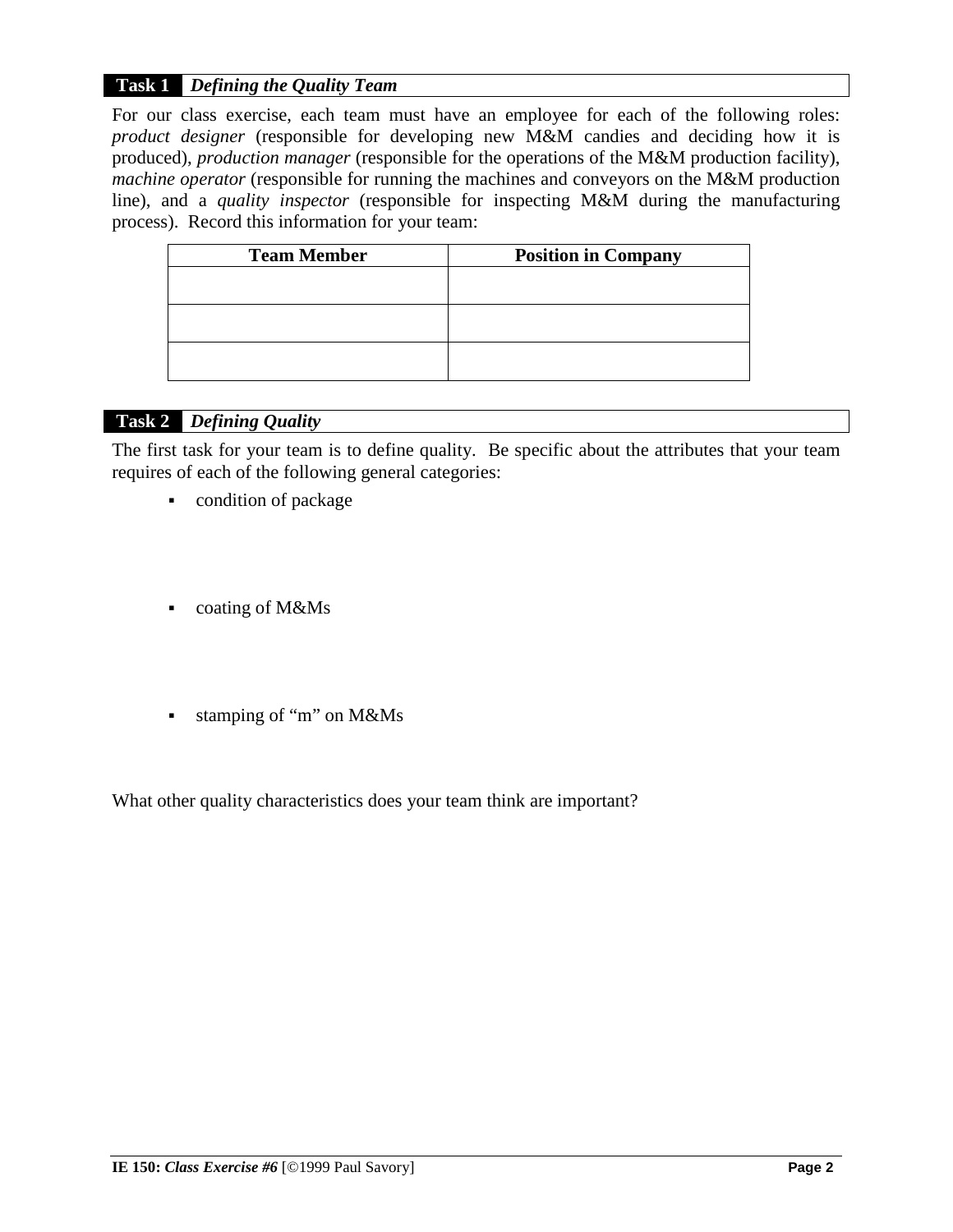## Task 1 *Defining the Quality Team*

For our class exercise, each team must have an employee for each of the following roles: *product designer* (responsible for developing new M&M candies and deciding how it is produced), *production manager* (responsible for the operations of the M&M production facility), *machine operator* (responsible for running the machines and conveyors on the M&M production line), and a *quality inspector* (responsible for inspecting M&M during the manufacturing process). Record this information for your team:

| Team Member | Position in Company |
|---|---|
| | |
| | |
| | |

## Task 2 *Defining Quality*

The first task for your team is to define quality. Be specific about the attributes that your team requires of each of the following general categories:

- condition of package

- coating of M&Ms

- stamping of "m" on M&Ms

What other quality characteristics does your team think are important?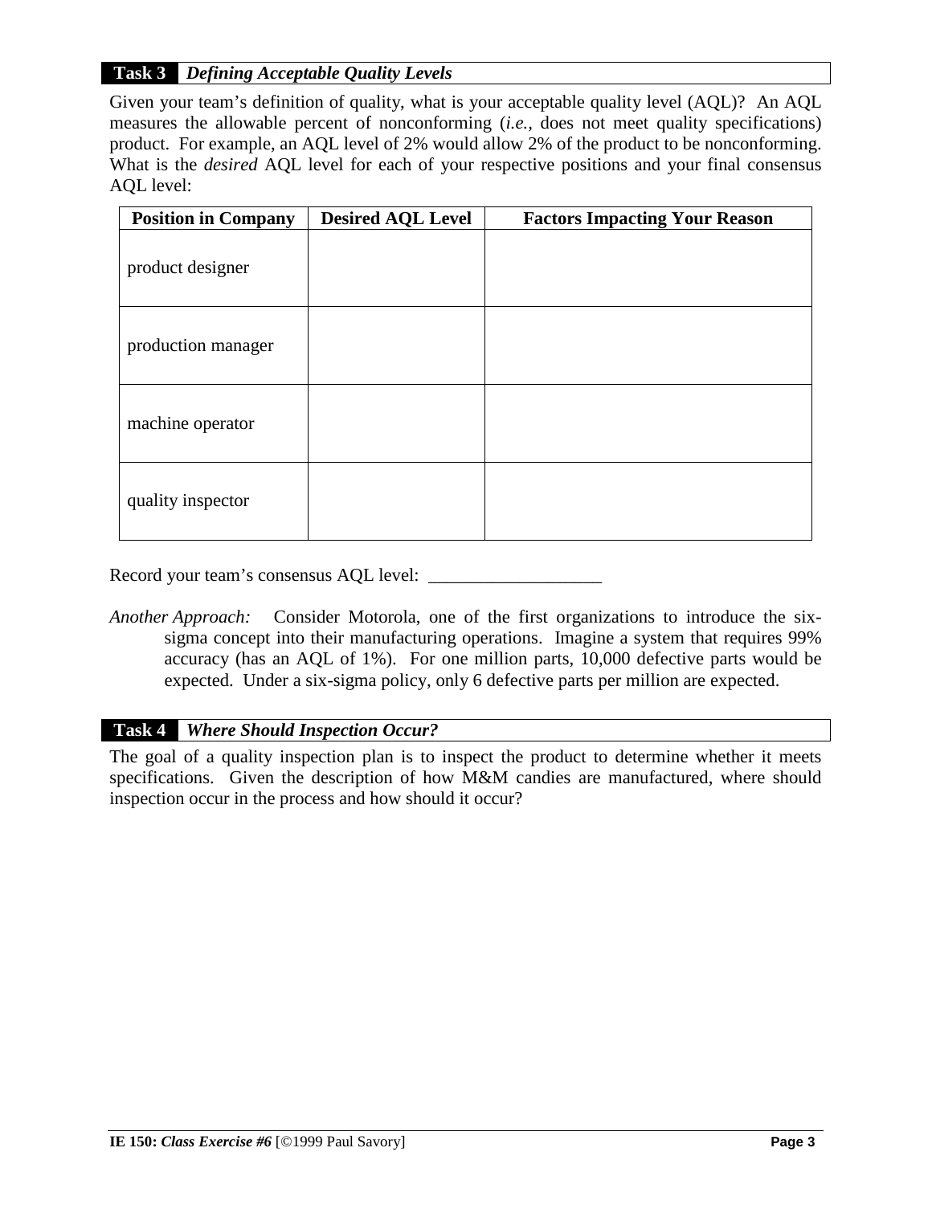## Task 3 *Defining Acceptable Quality Levels*

Given your team's definition of quality, what is your acceptable quality level (AQL)? An AQL measures the allowable percent of nonconforming (*i.e.,* does not meet quality specifications) product. For example, an AQL level of 2% would allow 2% of the product to be nonconforming. What is the *desired* AQL level for each of your respective positions and your final consensus AQL level:

| Position in Company | Desired AQL Level | Factors Impacting Your Reason |
|---|---|---|
| product designer | | |
| production manager | | |
| machine operator | | |
| quality inspector | | |

Record your team's consensus AQL level: ___________________

*Another Approach:* Consider Motorola, one of the first organizations to introduce the six-sigma concept into their manufacturing operations. Imagine a system that requires 99% accuracy (has an AQL of 1%). For one million parts, 10,000 defective parts would be expected. Under a six-sigma policy, only 6 defective parts per million are expected.

## Task 4 *Where Should Inspection Occur?*

The goal of a quality inspection plan is to inspect the product to determine whether it meets specifications. Given the description of how M&M candies are manufactured, where should inspection occur in the process and how should it occur?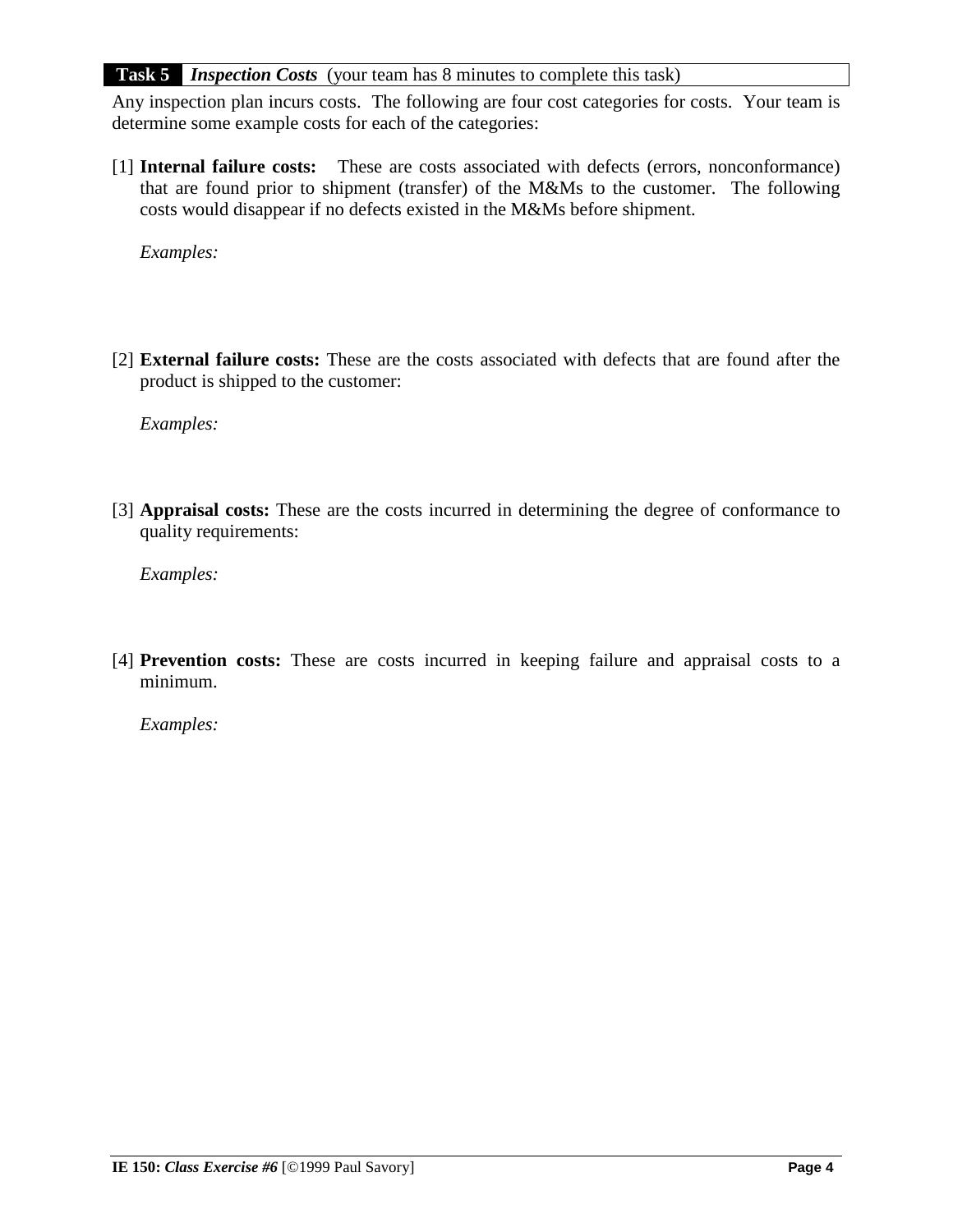**Task 5** *Inspection Costs* (your team has 8 minutes to complete this task)

Any inspection plan incurs costs. The following are four cost categories for costs. Your team is determine some example costs for each of the categories:

[1] **Internal failure costs:** These are costs associated with defects (errors, nonconformance) that are found prior to shipment (transfer) of the M&Ms to the customer. The following costs would disappear if no defects existed in the M&Ms before shipment.

*Examples:*

[2] **External failure costs:** These are the costs associated with defects that are found after the product is shipped to the customer:

*Examples:*

[3] **Appraisal costs:** These are the costs incurred in determining the degree of conformance to quality requirements:

*Examples:*

[4] **Prevention costs:** These are costs incurred in keeping failure and appraisal costs to a minimum.

*Examples:*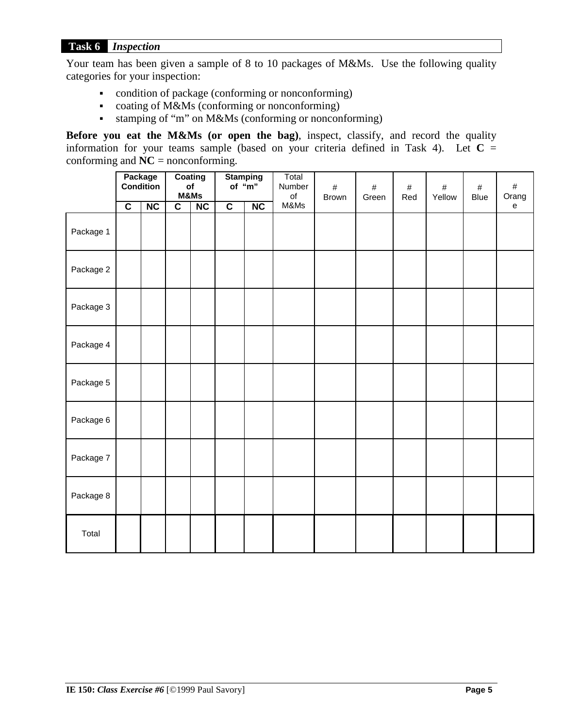## Task 6 *Inspection*

Your team has been given a sample of 8 to 10 packages of M&Ms. Use the following quality categories for your inspection:

- condition of package (conforming or nonconforming)
- coating of M&Ms (conforming or nonconforming)
- stamping of "m" on M&Ms (conforming or nonconforming)

**Before you eat the M&Ms (or open the bag)**, inspect, classify, and record the quality information for your teams sample (based on your criteria defined in Task 4). Let **C** = conforming and **NC** = nonconforming.

| | Package Condition | | Coating of M&Ms | | Stamping of "m" | | Total Number of M&Ms | # Brown | # Green | # Red | # Yellow | # Blue | # Orange |
|---|---|---|---|---|---|---|---|---|---|---|---|---|---|
| | C | NC | C | NC | C | NC | | | | | | | |
| Package 1 | | | | | | | | | | | | | |
| Package 2 | | | | | | | | | | | | | |
| Package 3 | | | | | | | | | | | | | |
| Package 4 | | | | | | | | | | | | | |
| Package 5 | | | | | | | | | | | | | |
| Package 6 | | | | | | | | | | | | | |
| Package 7 | | | | | | | | | | | | | |
| Package 8 | | | | | | | | | | | | | |
| Total | | | | | | | | | | | | | |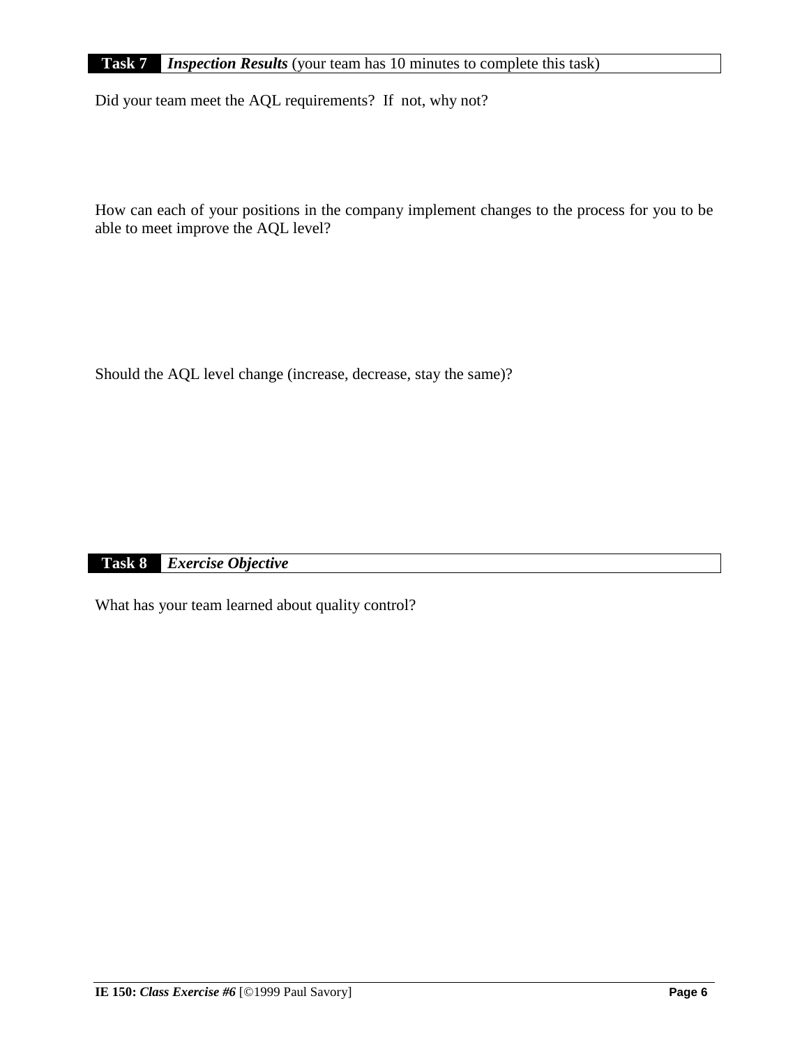## **Task 7** *Inspection Results* (your team has 10 minutes to complete this task)

Did your team meet the AQL requirements? If not, why not?

How can each of your positions in the company implement changes to the process for you to be able to meet improve the AQL level?

Should the AQL level change (increase, decrease, stay the same)?

## **Task 8** *Exercise Objective*

What has your team learned about quality control?